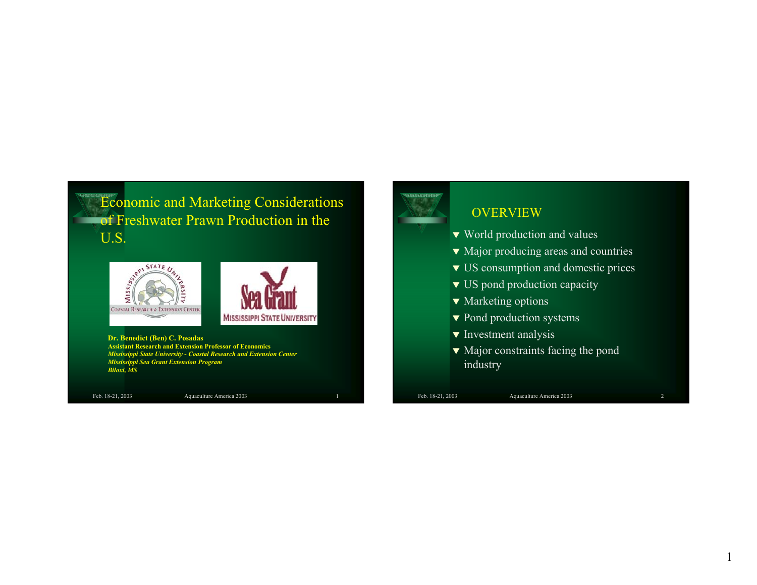# Economic and Marketing Considerations of Freshwater Prawn Production in the U.S.

**Dr. Benedict (Ben) C. Posadas**
**Assistant Research and Extension Professor of Economics**
***Mississippi State University - Coastal Research and Extension Center***
***Mississippi Sea Grant Extension Program***
***Biloxi, MS***

## OVERVIEW

- World production and values
- Major producing areas and countries
- US consumption and domestic prices
- US pond production capacity
- Marketing options
- Pond production systems
- Investment analysis
- Major constraints facing the pond industry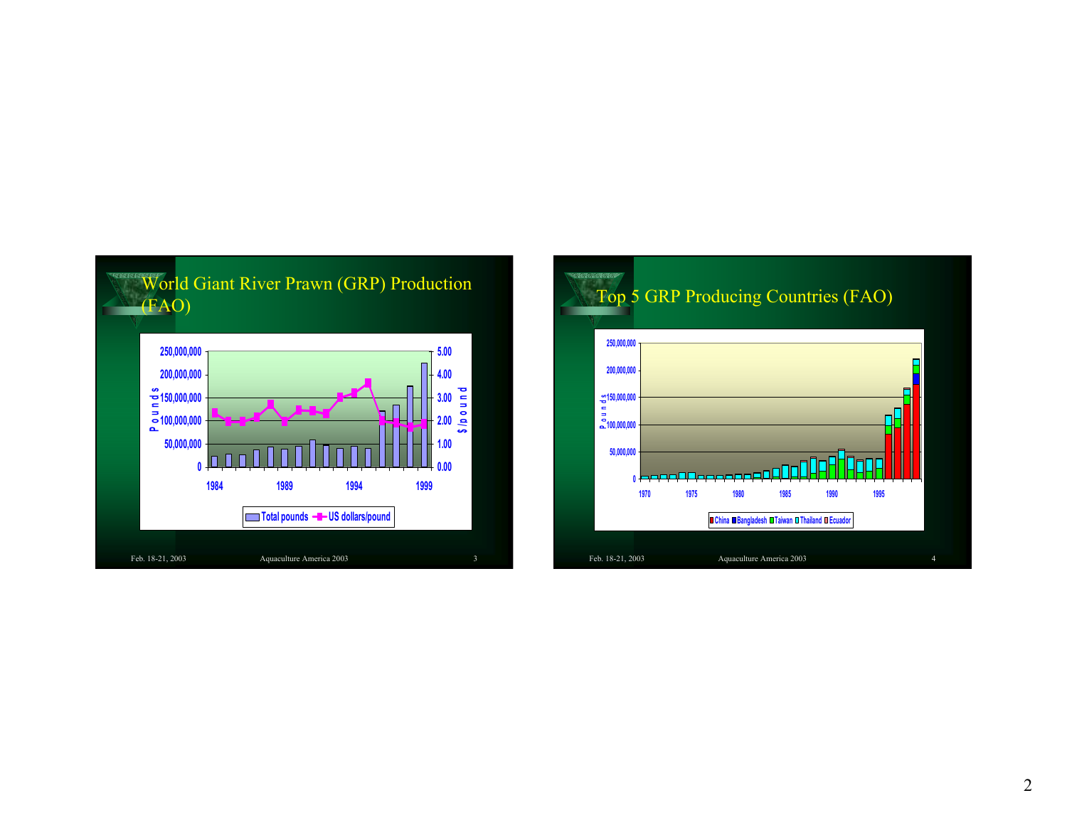## World Giant River Prawn (GRP) Production (FAO)

Pounds: 0; 50,000,000; 100,000,000; 150,000,000; 200,000,000; 250,000,000

$/pound: 0.00; 1.00; 2.00; 3.00; 4.00; 5.00

1984 1989 1994 1999

Total pounds — US dollars/pound

## Top 5 GRP Producing Countries (FAO)

Pounds: 0; 50,000,000; 100,000,000; 150,000,000; 200,000,000; 250,000,000

1970 1975 1980 1985 1990 1995

China Bangladesh Taiwan Thailand Ecuador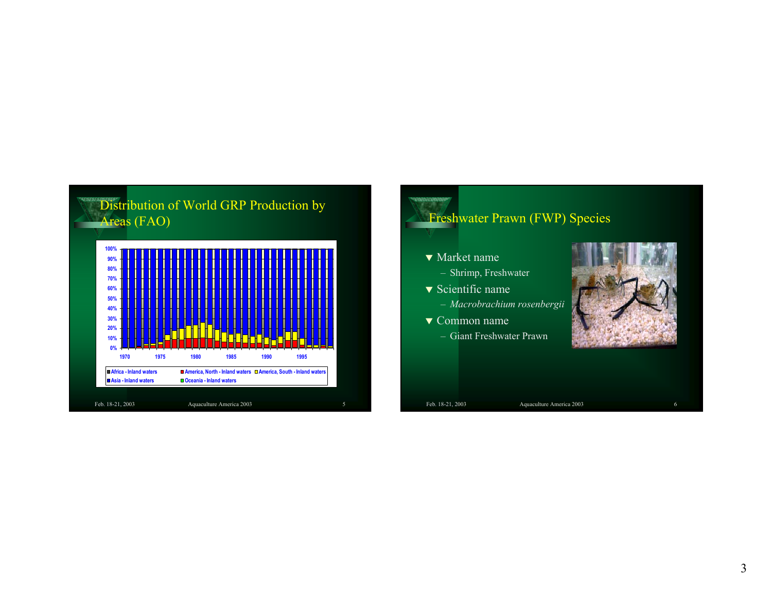## Distribution of World GRP Production by Areas (FAO)

100%
90%
80%
70%
60%
50%
40%
30%
20%
10%
0%

1970 1975 1980 1985 1990 1995

Africa - Inland waters
America, North - Inland waters
America, South - Inland waters
Asia - Inland waters
Oceania - Inland waters

## Freshwater Prawn (FWP) Species

- Market name
  - Shrimp, Freshwater
- Scientific name
  - *Macrobrachium rosenbergii*
- Common name
  - Giant Freshwater Prawn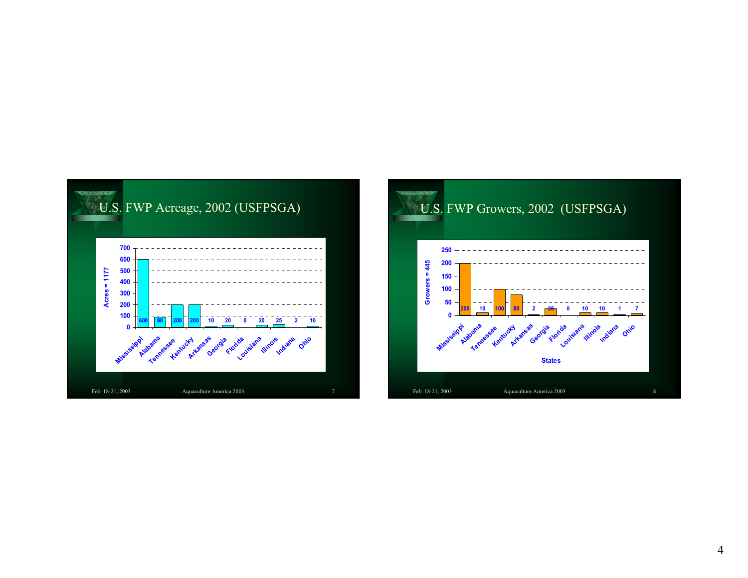## U.S. FWP Acreage, 2002 (USFPSGA)

Acres = 1177

| State | Acres |
|---|---|
| Mississippi | 600 |
| Alabama | 90 |
| Tennessee | 200 |
| Kentucky | 200 |
| Arkansas | 10 |
| Georgia | 20 |
| Florida | 0 |
| Louisiana | 20 |
| Illinois | 25 |
| Indiana | 2 |
| Ohio | 10 |

Feb. 18-21, 2003 Aquaculture America 2003

## U.S. FWP Growers, 2002 (USFPSGA)

Growers = 445

| States | Growers |
|---|---|
| Mississippi | 200 |
| Alabama | 10 |
| Tennessee | 100 |
| Kentucky | 80 |
| Arkansas | 2 |
| Georgia | 25 |
| Florida | 0 |
| Louisiana | 10 |
| Illinois | 10 |
| Indiana | 1 |
| Ohio | 7 |

Feb. 18-21, 2003 Aquaculture America 2003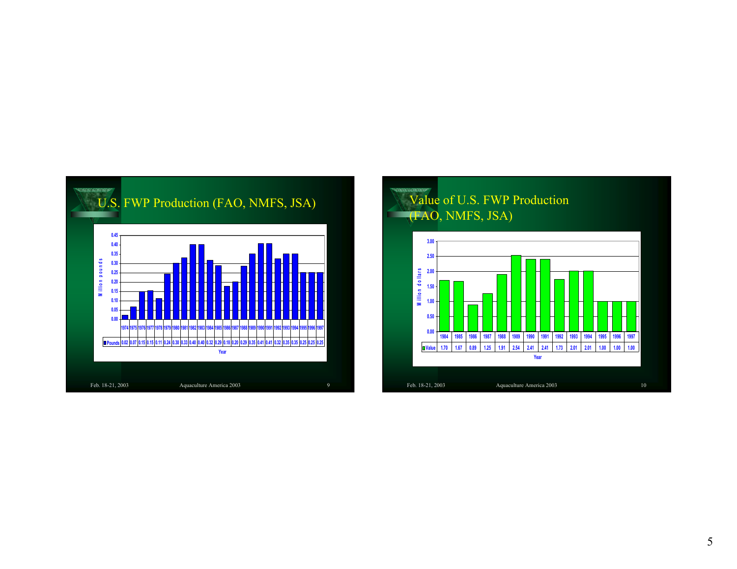## U.S. FWP Production (FAO, NMFS, JSA)

Million pounds

| Year | 1974 | 1975 | 1976 | 1977 | 1978 | 1979 | 1980 | 1981 | 1982 | 1983 | 1984 | 1985 | 1986 | 1987 | 1988 | 1989 | 1990 | 1991 | 1992 | 1993 | 1994 | 1995 | 1996 | 1997 |
|---|---|---|---|---|---|---|---|---|---|---|---|---|---|---|---|---|---|---|---|---|---|---|---|---|
| Pounds | 0.02 | 0.07 | 0.15 | 0.15 | 0.11 | 0.24 | 0.30 | 0.33 | 0.40 | 0.40 | 0.32 | 0.29 | 0.18 | 0.20 | 0.29 | 0.35 | 0.41 | 0.41 | 0.32 | 0.35 | 0.35 | 0.25 | 0.25 | 0.25 |

## Value of U.S. FWP Production (FAO, NMFS, JSA)

Million dollars

| Year | 1984 | 1985 | 1986 | 1987 | 1988 | 1989 | 1990 | 1991 | 1992 | 1993 | 1994 | 1995 | 1996 | 1997 |
|---|---|---|---|---|---|---|---|---|---|---|---|---|---|---|
| Value | 1.70 | 1.67 | 0.89 | 1.25 | 1.91 | 2.54 | 2.41 | 2.41 | 1.73 | 2.01 | 2.01 | 1.00 | 1.00 | 1.00 |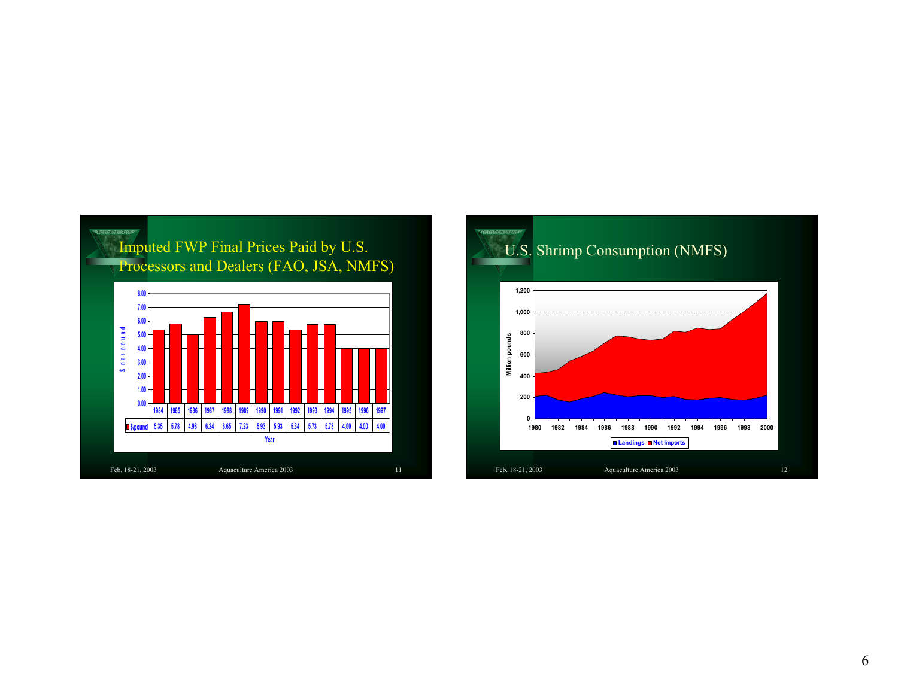## Imputed FWP Final Prices Paid by U.S. Processors and Dealers (FAO, JSA, NMFS)

| Year | 1984 | 1985 | 1986 | 1987 | 1988 | 1989 | 1990 | 1991 | 1992 | 1993 | 1994 | 1995 | 1996 | 1997 |
|---|---|---|---|---|---|---|---|---|---|---|---|---|---|---|
| $/pound | 5.35 | 5.78 | 4.98 | 6.24 | 6.65 | 7.23 | 5.93 | 5.93 | 5.34 | 5.73 | 5.73 | 4.00 | 4.00 | 4.00 |

## U.S. Shrimp Consumption (NMFS)

Million pounds, 1980–2000: Landings, Net Imports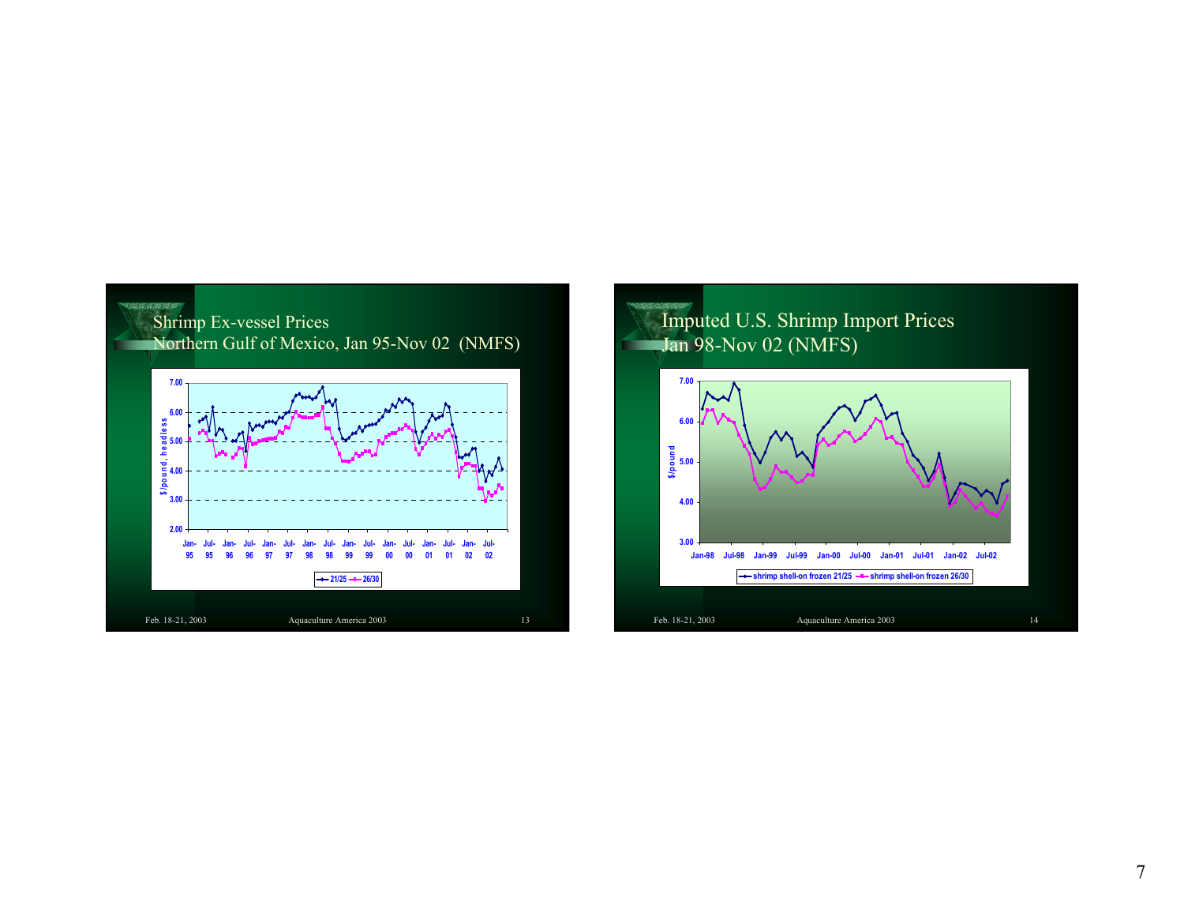## Shrimp Ex-vessel Prices
## Northern Gulf of Mexico, Jan 95-Nov 02 (NMFS)

## Imputed U.S. Shrimp Import Prices
## Jan 98-Nov 02 (NMFS)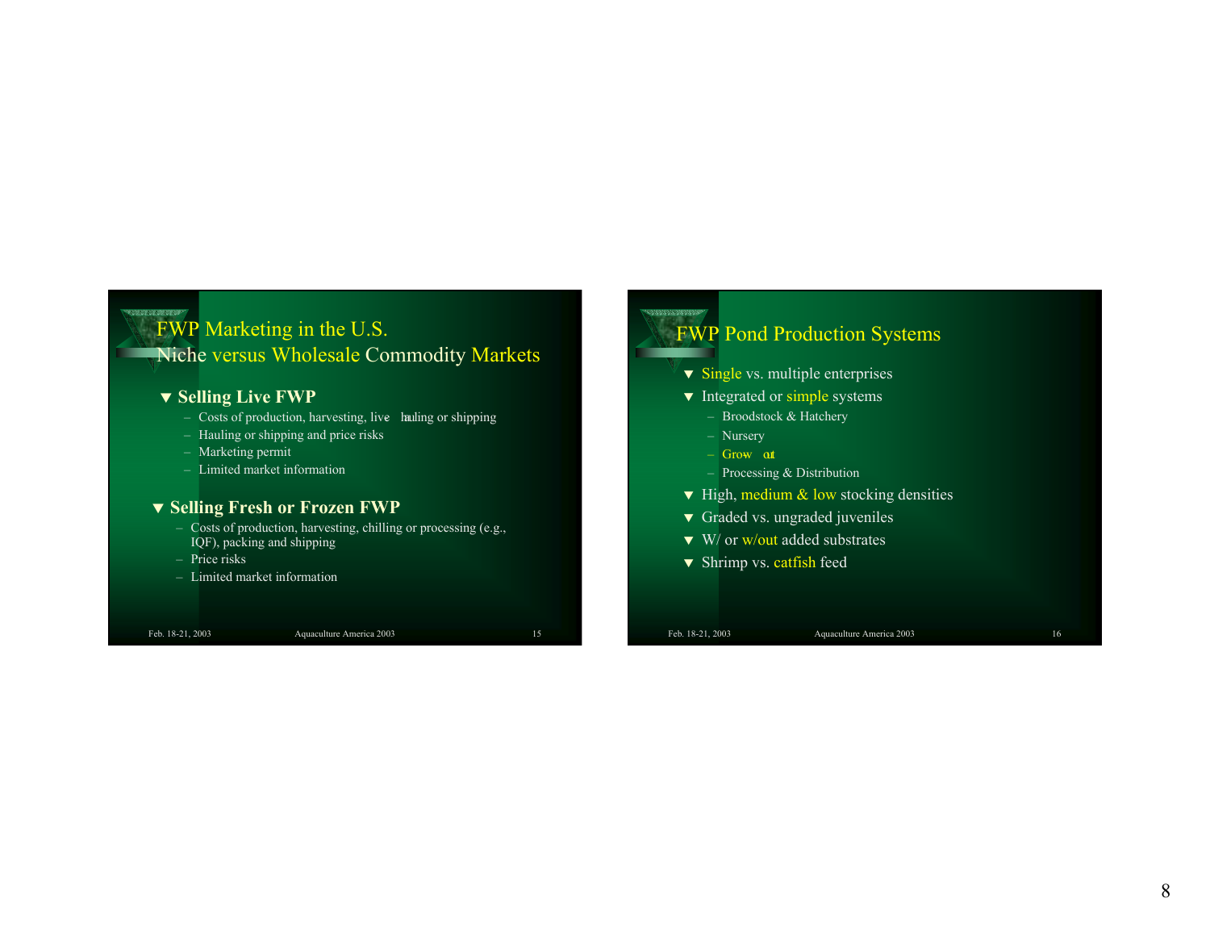## FWP Marketing in the U.S. Niche versus Wholesale Commodity Markets

- **Selling Live FWP**
  - Costs of production, harvesting, live hauling or shipping
  - Hauling or shipping and price risks
  - Marketing permit
  - Limited market information
- **Selling Fresh or Frozen FWP**
  - Costs of production, harvesting, chilling or processing (e.g., IQF), packing and shipping
  - Price risks
  - Limited market information

## FWP Pond Production Systems

- Single vs. multiple enterprises
- Integrated or simple systems
  - Broodstock & Hatchery
  - Nursery
  - Grow out
  - Processing & Distribution
- High, medium & low stocking densities
- Graded vs. ungraded juveniles
- W/ or w/out added substrates
- Shrimp vs. catfish feed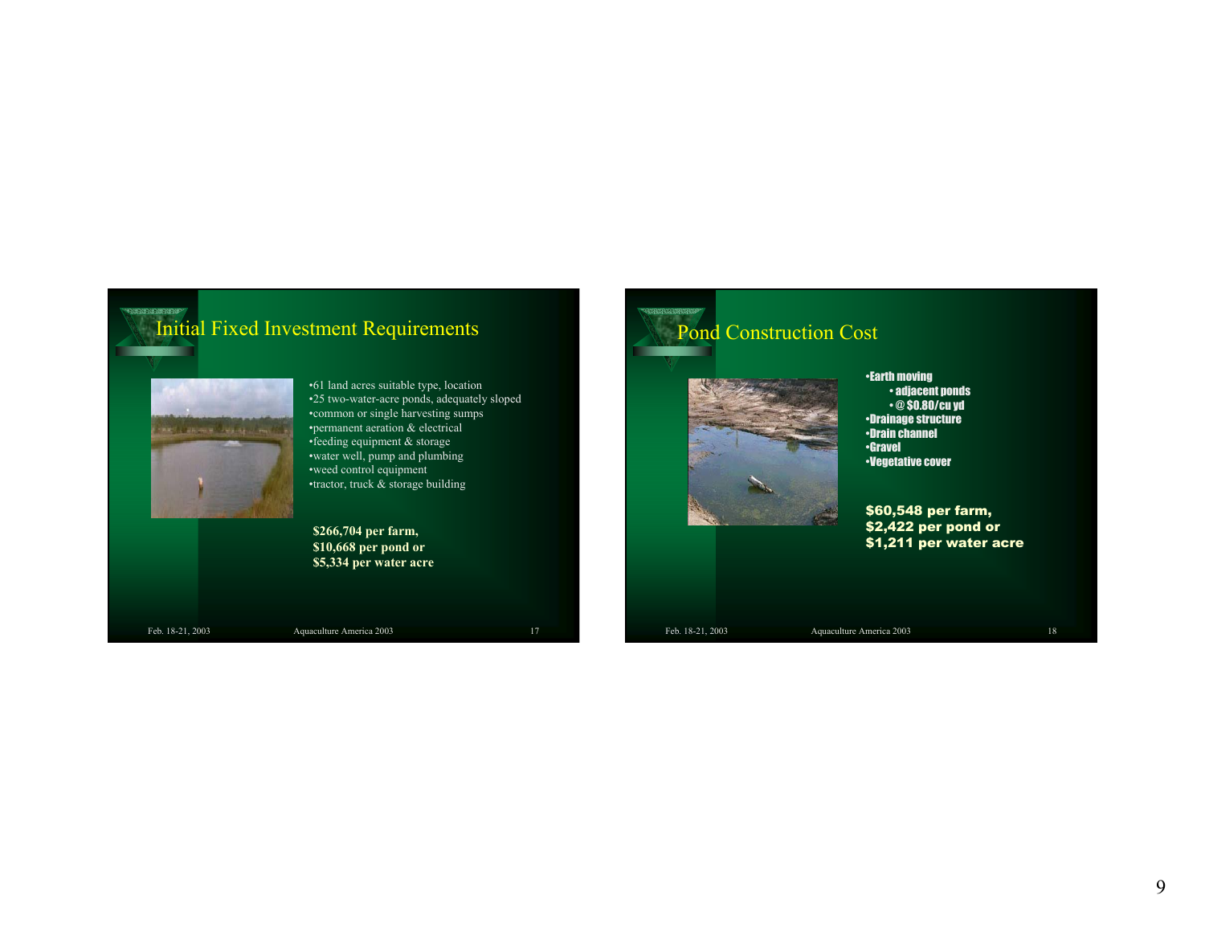## Initial Fixed Investment Requirements

- 61 land acres suitable type, location
- 25 two-water-acre ponds, adequately sloped
- common or single harvesting sumps
- permanent aeration & electrical
- feeding equipment & storage
- water well, pump and plumbing
- weed control equipment
- tractor, truck & storage building

**$266,704 per farm,**
**$10,668 per pond or**
**$5,334 per water acre**

## Pond Construction Cost

- **Earth moving**
  - **adjacent ponds**
  - **@ $0.80/cu yd**
- **Drainage structure**
- **Drain channel**
- **Gravel**
- **Vegetative cover**

**$60,548 per farm,**
**$2,422 per pond or**
**$1,211 per water acre**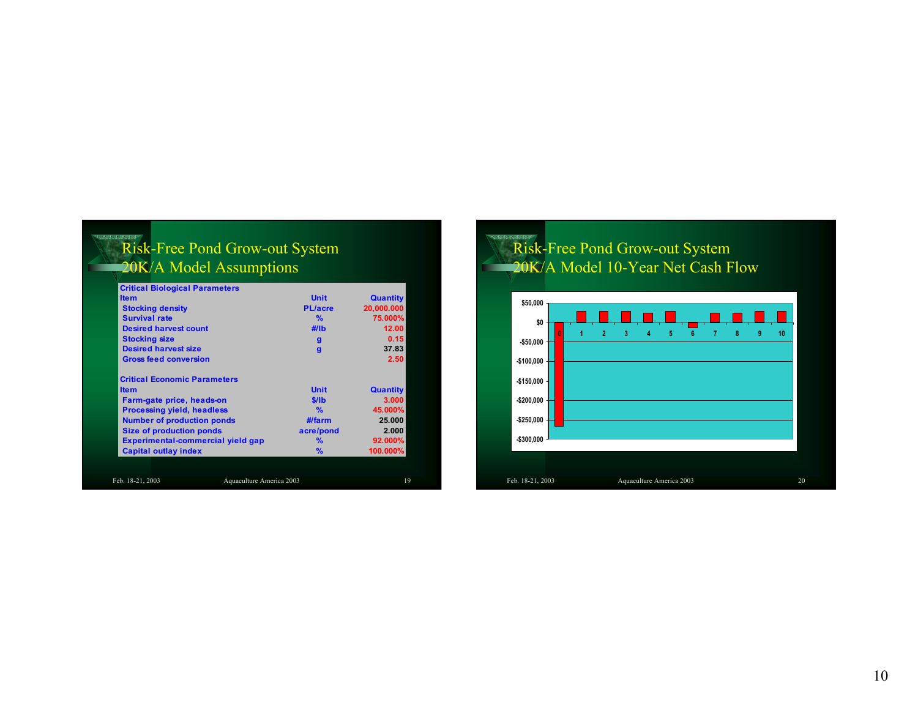## Risk-Free Pond Grow-out System 20K/A Model Assumptions

| Critical Biological Parameters | | |
|---|---|---|
| Item | Unit | Quantity |
| Stocking density | PL/acre | 20,000.000 |
| Survival rate | % | 75.000% |
| Desired harvest count | #/lb | 12.00 |
| Stocking size | g | 0.15 |
| Desired harvest size | g | 37.83 |
| Gross feed conversion | | 2.50 |

| Critical Economic Parameters | | |
|---|---|---|
| Item | Unit | Quantity |
| Farm-gate price, heads-on | $/lb | 3.000 |
| Processing yield, headless | % | 45.000% |
| Number of production ponds | #/farm | 25.000 |
| Size of production ponds | acre/pond | 2.000 |
| Experimental-commercial yield gap | % | 92.000% |
| Capital outlay index | % | 100.000% |

Feb. 18-21, 2003 Aquaculture America 2003

## Risk-Free Pond Grow-out System 20K/A Model 10-Year Net Cash Flow

Feb. 18-21, 2003 Aquaculture America 2003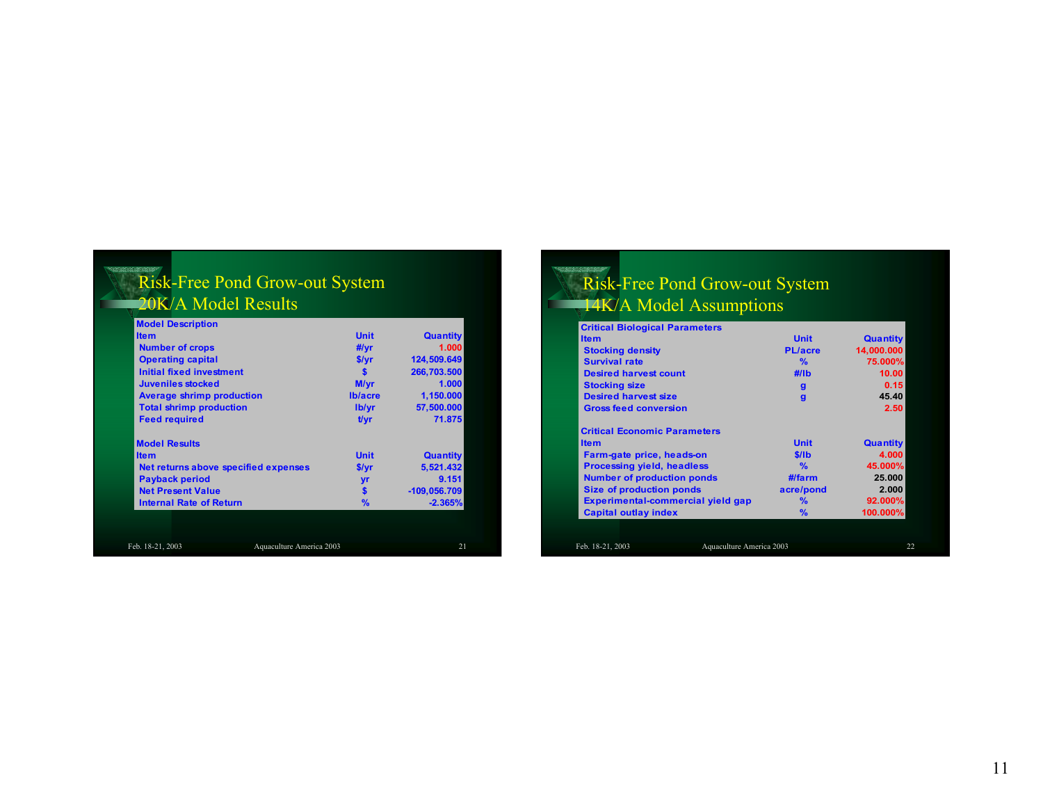## Risk-Free Pond Grow-out System
## 20K/A Model Results

| Model Description | | |
|---|---|---|
| **Item** | **Unit** | **Quantity** |
| Number of crops | #/yr | 1.000 |
| Operating capital | $/yr | 124,509.649 |
| Initial fixed investment | $ | 266,703.500 |
| Juveniles stocked | M/yr | 1.000 |
| Average shrimp production | lb/acre | 1,150.000 |
| Total shrimp production | lb/yr | 57,500.000 |
| Feed required | t/yr | 71.875 |

| Model Results | | |
|---|---|---|
| **Item** | **Unit** | **Quantity** |
| Net returns above specified expenses | $/yr | 5,521.432 |
| Payback period | yr | 9.151 |
| Net Present Value | $ | -109,056.709 |
| Internal Rate of Return | % | -2.365% |

## Risk-Free Pond Grow-out System
## 14K/A Model Assumptions

| Critical Biological Parameters | | |
|---|---|---|
| **Item** | **Unit** | **Quantity** |
| Stocking density | PL/acre | 14,000.000 |
| Survival rate | % | 75.000% |
| Desired harvest count | #/lb | 10.00 |
| Stocking size | g | 0.15 |
| Desired harvest size | g | 45.40 |
| Gross feed conversion | | 2.50 |

| Critical Economic Parameters | | |
|---|---|---|
| **Item** | **Unit** | **Quantity** |
| Farm-gate price, heads-on | $/lb | 4.000 |
| Processing yield, headless | % | 45.000% |
| Number of production ponds | #/farm | 25.000 |
| Size of production ponds | acre/pond | 2.000 |
| Experimental-commercial yield gap | % | 92.000% |
| Capital outlay index | % | 100.000% |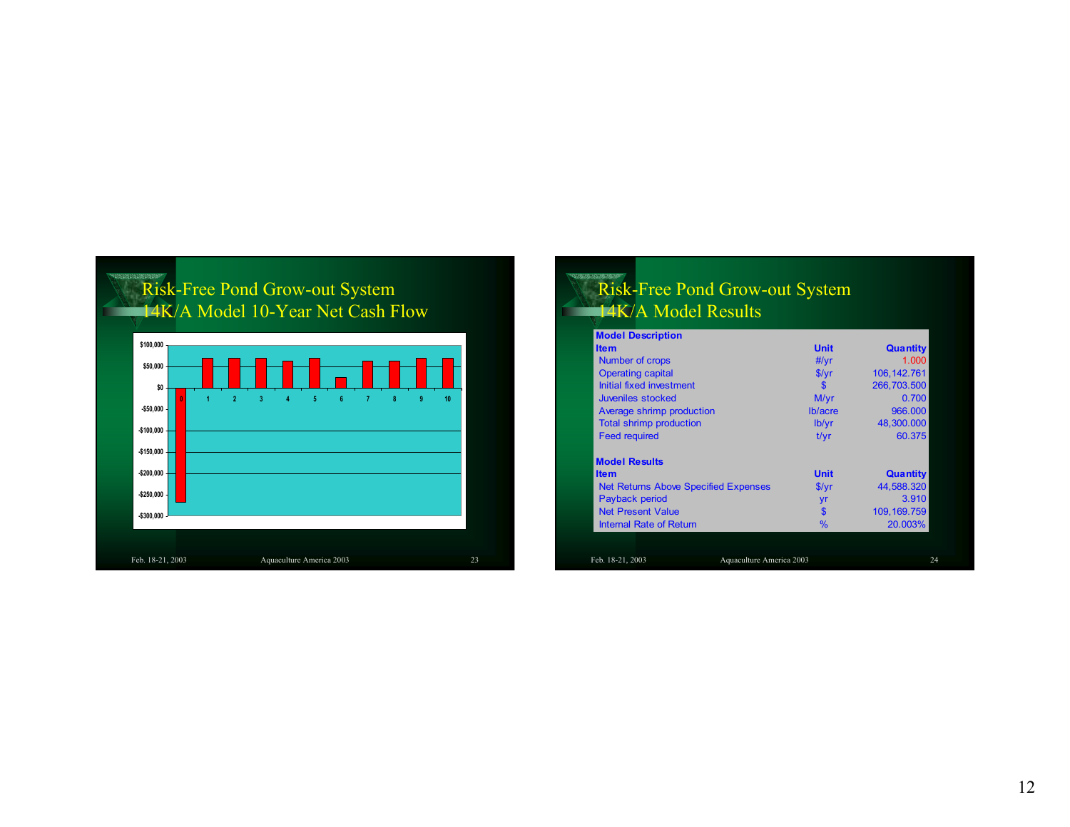## Risk-Free Pond Grow-out System 14K/A Model 10-Year Net Cash Flow

$100,000
$50,000
$0
-$50,000
-$100,000
-$150,000
-$200,000
-$250,000
-$300,000

0 1 2 3 4 5 6 7 8 9 10

Feb. 18-21, 2003 Aquaculture America 2003 23

## Risk-Free Pond Grow-out System 14K/A Model Results

**Model Description**

| Item | Unit | Quantity |
|---|---|---|
| Number of crops | #/yr | 1.000 |
| Operating capital | $/yr | 106,142.761 |
| Initial fixed investment | $ | 266,703.500 |
| Juveniles stocked | M/yr | 0.700 |
| Average shrimp production | lb/acre | 966.000 |
| Total shrimp production | lb/yr | 48,300.000 |
| Feed required | t/yr | 60.375 |

**Model Results**

| Item | Unit | Quantity |
|---|---|---|
| Net Returns Above Specified Expenses | $/yr | 44,588.320 |
| Payback period | yr | 3.910 |
| Net Present Value | $ | 109,169.759 |
| Internal Rate of Return | % | 20.003% |

Feb. 18-21, 2003 Aquaculture America 2003 24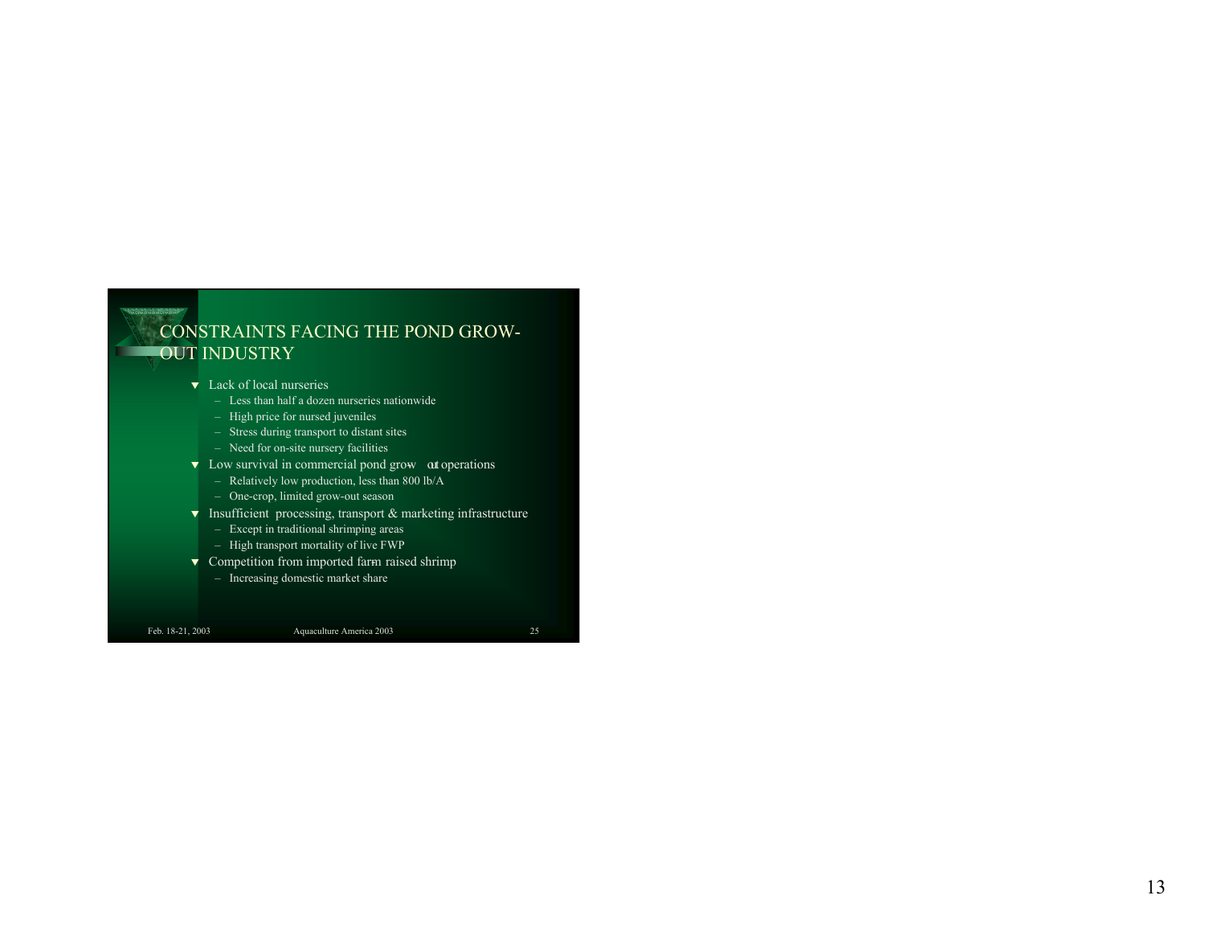## CONSTRAINTS FACING THE POND GROW-OUT INDUSTRY

- Lack of local nurseries
  - Less than half a dozen nurseries nationwide
  - High price for nursed juveniles
  - Stress during transport to distant sites
  - Need for on-site nursery facilities
- Low survival in commercial pond grow-out operations
  - Relatively low production, less than 800 lb/A
  - One-crop, limited grow-out season
- Insufficient processing, transport & marketing infrastructure
  - Except in traditional shrimping areas
  - High transport mortality of live FWP
- Competition from imported farm raised shrimp
  - Increasing domestic market share

Feb. 18-21, 2003 Aquaculture America 2003 25